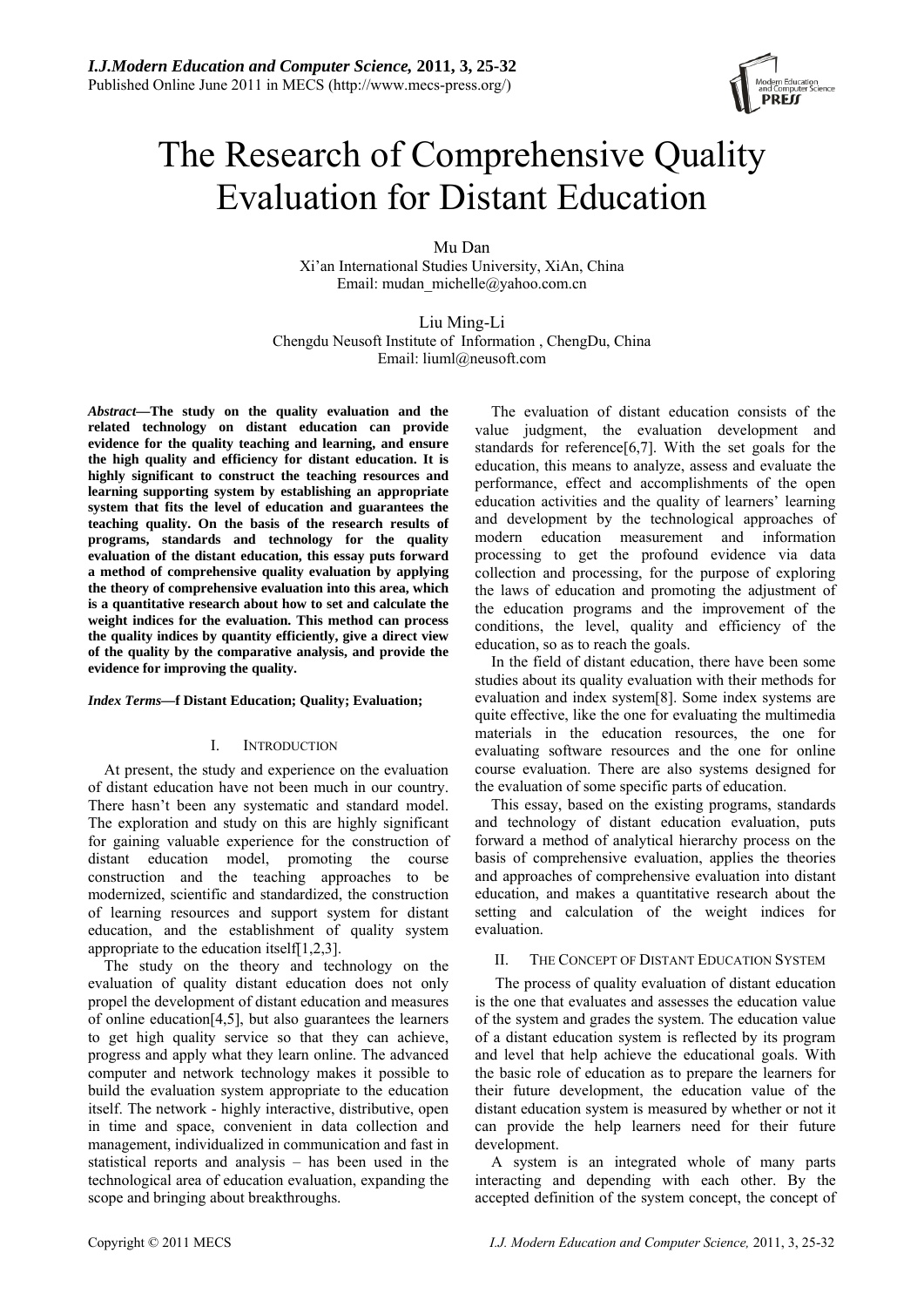# The Research of Comprehensive Quality Evaluation for Distant Education

Mu Dan
Xi'an International Studies University, XiAn, China
Email: mudan_michelle@yahoo.com.cn

Liu Ming-Li
Chengdu Neusoft Institute of Information , ChengDu, China
Email: liuml@neusoft.com

***Abstract*—The study on the quality evaluation and the related technology on distant education can provide evidence for the quality teaching and learning, and ensure the high quality and efficiency for distant education. It is highly significant to construct the teaching resources and learning supporting system by establishing an appropriate system that fits the level of education and guarantees the teaching quality. On the basis of the research results of programs, standards and technology for the quality evaluation of the distant education, this essay puts forward a method of comprehensive quality evaluation by applying the theory of comprehensive evaluation into this area, which is a quantitative research about how to set and calculate the weight indices for the evaluation. This method can process the quality indices by quantity efficiently, give a direct view of the quality by the comparative analysis, and provide the evidence for improving the quality.**

***Index Terms*—f Distant Education; Quality; Evaluation;**

## I. INTRODUCTION

At present, the study and experience on the evaluation of distant education have not been much in our country. There hasn't been any systematic and standard model. The exploration and study on this are highly significant for gaining valuable experience for the construction of distant education model, promoting the course construction and the teaching approaches to be modernized, scientific and standardized, the construction of learning resources and support system for distant education, and the establishment of quality system appropriate to the education itself[1,2,3].

The study on the theory and technology on the evaluation of quality distant education does not only propel the development of distant education and measures of online education[4,5], but also guarantees the learners to get high quality service so that they can achieve, progress and apply what they learn online. The advanced computer and network technology makes it possible to build the evaluation system appropriate to the education itself. The network - highly interactive, distributive, open in time and space, convenient in data collection and management, individualized in communication and fast in statistical reports and analysis – has been used in the technological area of education evaluation, expanding the scope and bringing about breakthroughs.

The evaluation of distant education consists of the value judgment, the evaluation development and standards for reference[6,7]. With the set goals for the education, this means to analyze, assess and evaluate the performance, effect and accomplishments of the open education activities and the quality of learners' learning and development by the technological approaches of modern education measurement and information processing to get the profound evidence via data collection and processing, for the purpose of exploring the laws of education and promoting the adjustment of the education programs and the improvement of the conditions, the level, quality and efficiency of the education, so as to reach the goals.

In the field of distant education, there have been some studies about its quality evaluation with their methods for evaluation and index system[8]. Some index systems are quite effective, like the one for evaluating the multimedia materials in the education resources, the one for evaluating software resources and the one for online course evaluation. There are also systems designed for the evaluation of some specific parts of education.

This essay, based on the existing programs, standards and technology of distant education evaluation, puts forward a method of analytical hierarchy process on the basis of comprehensive evaluation, applies the theories and approaches of comprehensive evaluation into distant education, and makes a quantitative research about the setting and calculation of the weight indices for evaluation.

## II. THE CONCEPT OF DISTANT EDUCATION SYSTEM

The process of quality evaluation of distant education is the one that evaluates and assesses the education value of the system and grades the system. The education value of a distant education system is reflected by its program and level that help achieve the educational goals. With the basic role of education as to prepare the learners for their future development, the education value of the distant education system is measured by whether or not it can provide the help learners need for their future development.

A system is an integrated whole of many parts interacting and depending with each other. By the accepted definition of the system concept, the concept of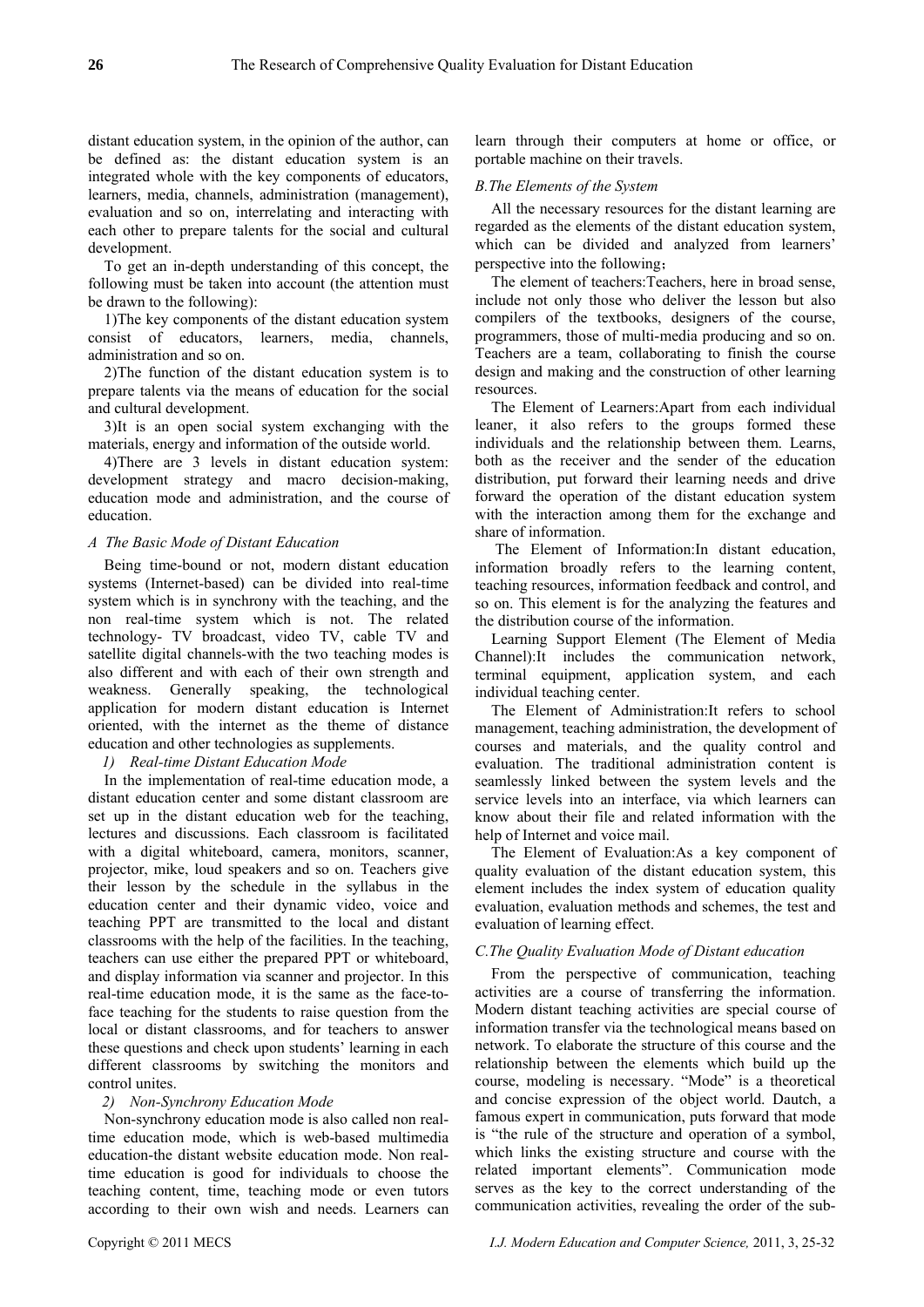distant education system, in the opinion of the author, can be defined as: the distant education system is an integrated whole with the key components of educators, learners, media, channels, administration (management), evaluation and so on, interrelating and interacting with each other to prepare talents for the social and cultural development.

To get an in-depth understanding of this concept, the following must be taken into account (the attention must be drawn to the following):

1)The key components of the distant education system consist of educators, learners, media, channels, administration and so on.

2)The function of the distant education system is to prepare talents via the means of education for the social and cultural development.

3)It is an open social system exchanging with the materials, energy and information of the outside world.

4)There are 3 levels in distant education system: development strategy and macro decision-making, education mode and administration, and the course of education.

### *A The Basic Mode of Distant Education*

Being time-bound or not, modern distant education systems (Internet-based) can be divided into real-time system which is in synchrony with the teaching, and the non real-time system which is not. The related technology- TV broadcast, video TV, cable TV and satellite digital channels-with the two teaching modes is also different and with each of their own strength and weakness. Generally speaking, the technological application for modern distant education is Internet oriented, with the internet as the theme of distance education and other technologies as supplements.

*1) Real-time Distant Education Mode*

In the implementation of real-time education mode, a distant education center and some distant classroom are set up in the distant education web for the teaching, lectures and discussions. Each classroom is facilitated with a digital whiteboard, camera, monitors, scanner, projector, mike, loud speakers and so on. Teachers give their lesson by the schedule in the syllabus in the education center and their dynamic video, voice and teaching PPT are transmitted to the local and distant classrooms with the help of the facilities. In the teaching, teachers can use either the prepared PPT or whiteboard, and display information via scanner and projector. In this real-time education mode, it is the same as the face-to-face teaching for the students to raise question from the local or distant classrooms, and for teachers to answer these questions and check upon students' learning in each different classrooms by switching the monitors and control unites.

*2) Non-Synchrony Education Mode*

Non-synchrony education mode is also called non real-time education mode, which is web-based multimedia education-the distant website education mode. Non real-time education is good for individuals to choose the teaching content, time, teaching mode or even tutors according to their own wish and needs. Learners can learn through their computers at home or office, or portable machine on their travels.

### *B.The Elements of the System*

All the necessary resources for the distant learning are regarded as the elements of the distant education system, which can be divided and analyzed from learners' perspective into the following；

The element of teachers:Teachers, here in broad sense, include not only those who deliver the lesson but also compilers of the textbooks, designers of the course, programmers, those of multi-media producing and so on. Teachers are a team, collaborating to finish the course design and making and the construction of other learning resources.

The Element of Learners:Apart from each individual leaner, it also refers to the groups formed these individuals and the relationship between them. Learns, both as the receiver and the sender of the education distribution, put forward their learning needs and drive forward the operation of the distant education system with the interaction among them for the exchange and share of information.

The Element of Information:In distant education, information broadly refers to the learning content, teaching resources, information feedback and control, and so on. This element is for the analyzing the features and the distribution course of the information.

Learning Support Element (The Element of Media Channel):It includes the communication network, terminal equipment, application system, and each individual teaching center.

The Element of Administration:It refers to school management, teaching administration, the development of courses and materials, and the quality control and evaluation. The traditional administration content is seamlessly linked between the system levels and the service levels into an interface, via which learners can know about their file and related information with the help of Internet and voice mail.

The Element of Evaluation:As a key component of quality evaluation of the distant education system, this element includes the index system of education quality evaluation, evaluation methods and schemes, the test and evaluation of learning effect.

### *C.The Quality Evaluation Mode of Distant education*

From the perspective of communication, teaching activities are a course of transferring the information. Modern distant teaching activities are special course of information transfer via the technological means based on network. To elaborate the structure of this course and the relationship between the elements which build up the course, modeling is necessary. "Mode" is a theoretical and concise expression of the object world. Dautch, a famous expert in communication, puts forward that mode is "the rule of the structure and operation of a symbol, which links the existing structure and course with the related important elements". Communication mode serves as the key to the correct understanding of the communication activities, revealing the order of the sub-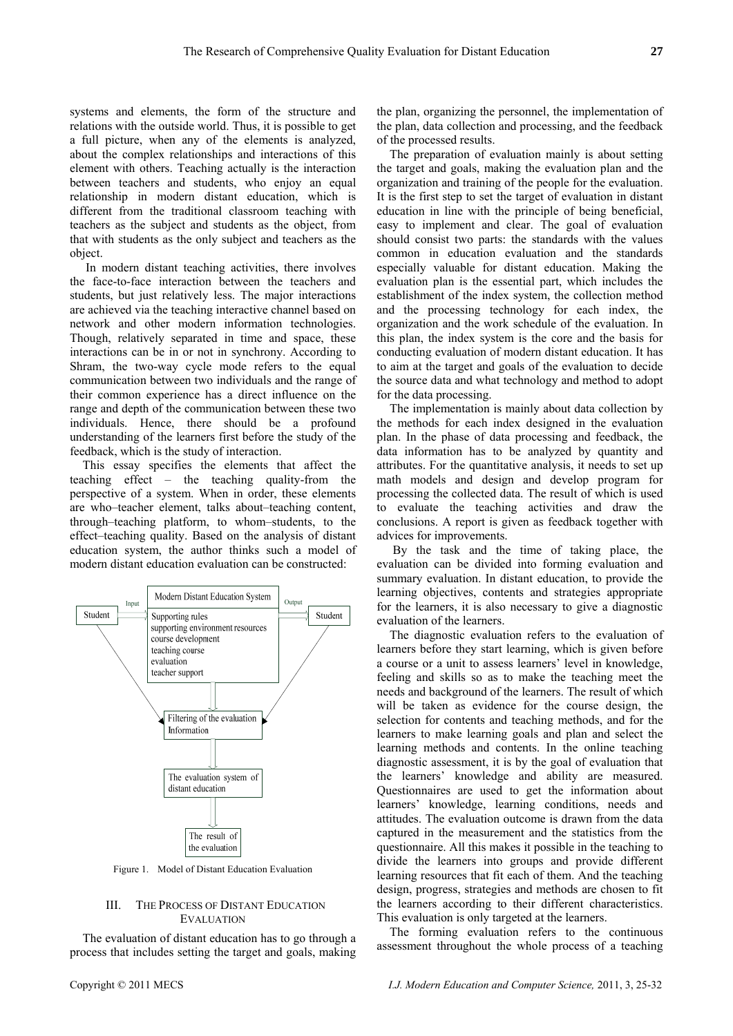systems and elements, the form of the structure and relations with the outside world. Thus, it is possible to get a full picture, when any of the elements is analyzed, about the complex relationships and interactions of this element with others. Teaching actually is the interaction between teachers and students, who enjoy an equal relationship in modern distant education, which is different from the traditional classroom teaching with teachers as the subject and students as the object, from that with students as the only subject and teachers as the object.

In modern distant teaching activities, there involves the face-to-face interaction between the teachers and students, but just relatively less. The major interactions are achieved via the teaching interactive channel based on network and other modern information technologies. Though, relatively separated in time and space, these interactions can be in or not in synchrony. According to Shram, the two-way cycle mode refers to the equal communication between two individuals and the range of their common experience has a direct influence on the range and depth of the communication between these two individuals. Hence, there should be a profound understanding of the learners first before the study of the feedback, which is the study of interaction.

This essay specifies the elements that affect the teaching effect – the teaching quality-from the perspective of a system. When in order, these elements are who–teacher element, talks about–teaching content, through–teaching platform, to whom–students, to the effect–teaching quality. Based on the analysis of distant education system, the author thinks such a model of modern distant education evaluation can be constructed:

Student → Input → Modern Distant Education System (Supporting rules; supporting environment resources; course development; teaching course; evaluation; teacher support) → Output → Student

Filtering of the evaluation Information

The evaluation system of distant education

The result of the evaluation

Figure 1. Model of Distant Education Evaluation

## III. The Process of Distant Education Evaluation

The evaluation of distant education has to go through a process that includes setting the target and goals, making the plan, organizing the personnel, the implementation of the plan, data collection and processing, and the feedback of the processed results.

The preparation of evaluation mainly is about setting the target and goals, making the evaluation plan and the organization and training of the people for the evaluation. It is the first step to set the target of evaluation in distant education in line with the principle of being beneficial, easy to implement and clear. The goal of evaluation should consist two parts: the standards with the values common in education evaluation and the standards especially valuable for distant education. Making the evaluation plan is the essential part, which includes the establishment of the index system, the collection method and the processing technology for each index, the organization and the work schedule of the evaluation. In this plan, the index system is the core and the basis for conducting evaluation of modern distant education. It has to aim at the target and goals of the evaluation to decide the source data and what technology and method to adopt for the data processing.

The implementation is mainly about data collection by the methods for each index designed in the evaluation plan. In the phase of data processing and feedback, the data information has to be analyzed by quantity and attributes. For the quantitative analysis, it needs to set up math models and design and develop program for processing the collected data. The result of which is used to evaluate the teaching activities and draw the conclusions. A report is given as feedback together with advices for improvements.

By the task and the time of taking place, the evaluation can be divided into forming evaluation and summary evaluation. In distant education, to provide the learning objectives, contents and strategies appropriate for the learners, it is also necessary to give a diagnostic evaluation of the learners.

The diagnostic evaluation refers to the evaluation of learners before they start learning, which is given before a course or a unit to assess learners' level in knowledge, feeling and skills so as to make the teaching meet the needs and background of the learners. The result of which will be taken as evidence for the course design, the selection for contents and teaching methods, and for the learners to make learning goals and plan and select the learning methods and contents. In the online teaching diagnostic assessment, it is by the goal of evaluation that the learners' knowledge and ability are measured. Questionnaires are used to get the information about learners' knowledge, learning conditions, needs and attitudes. The evaluation outcome is drawn from the data captured in the measurement and the statistics from the questionnaire. All this makes it possible in the teaching to divide the learners into groups and provide different learning resources that fit each of them. And the teaching design, progress, strategies and methods are chosen to fit the learners according to their different characteristics. This evaluation is only targeted at the learners.

The forming evaluation refers to the continuous assessment throughout the whole process of a teaching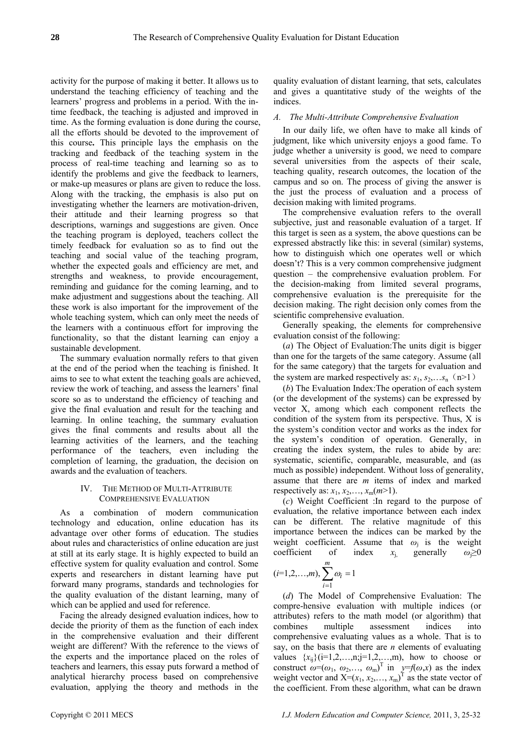activity for the purpose of making it better. It allows us to understand the teaching efficiency of teaching and the learners' progress and problems in a period. With the in-time feedback, the teaching is adjusted and improved in time. As the forming evaluation is done during the course, all the efforts should be devoted to the improvement of this course**.** This principle lays the emphasis on the tracking and feedback of the teaching system in the process of real-time teaching and learning so as to identify the problems and give the feedback to learners, or make-up measures or plans are given to reduce the loss. Along with the tracking, the emphasis is also put on investigating whether the learners are motivation-driven, their attitude and their learning progress so that descriptions, warnings and suggestions are given. Once the teaching program is deployed, teachers collect the timely feedback for evaluation so as to find out the teaching and social value of the teaching program, whether the expected goals and efficiency are met, and strengths and weakness, to provide encouragement, reminding and guidance for the coming learning, and to make adjustment and suggestions about the teaching. All these work is also important for the improvement of the whole teaching system, which can only meet the needs of the learners with a continuous effort for improving the functionality, so that the distant learning can enjoy a sustainable development.

The summary evaluation normally refers to that given at the end of the period when the teaching is finished. It aims to see to what extent the teaching goals are achieved, review the work of teaching, and assess the learners' final score so as to understand the efficiency of teaching and give the final evaluation and result for the teaching and learning. In online teaching, the summary evaluation gives the final comments and results about all the learning activities of the learners, and the teaching performance of the teachers, even including the completion of learning, the graduation, the decision on awards and the evaluation of teachers.

## IV. The Method of Multi-Attribute Comprehensive Evaluation

As a combination of modern communication technology and education, online education has its advantage over other forms of education. The studies about rules and characteristics of online education are just at still at its early stage. It is highly expected to build an effective system for quality evaluation and control. Some experts and researchers in distant learning have put forward many programs, standards and technologies for the quality evaluation of the distant learning, many of which can be applied and used for reference.

Facing the already designed evaluation indices, how to decide the priority of them as the function of each index in the comprehensive evaluation and their different weight are different? With the reference to the views of the experts and the importance placed on the roles of teachers and learners, this essay puts forward a method of analytical hierarchy process based on comprehensive evaluation, applying the theory and methods in the quality evaluation of distant learning, that sets, calculates and gives a quantitative study of the weights of the indices.

### *A. The Multi-Attribute Comprehensive Evaluation*

In our daily life, we often have to make all kinds of judgment, like which university enjoys a good fame. To judge whether a university is good, we need to compare several universities from the aspects of their scale, teaching quality, research outcomes, the location of the campus and so on. The process of giving the answer is the just the process of evaluation and a process of decision making with limited programs.

The comprehensive evaluation refers to the overall subjective, just and reasonable evaluation of a target. If this target is seen as a system, the above questions can be expressed abstractly like this: in several (similar) systems, how to distinguish which one operates well or which doesn't? This is a very common comprehensive judgment question – the comprehensive evaluation problem. For the decision-making from limited several programs, comprehensive evaluation is the prerequisite for the decision making. The right decision only comes from the scientific comprehensive evaluation.

Generally speaking, the elements for comprehensive evaluation consist of the following:

(*a*) The Object of Evaluation:The units digit is bigger than one for the targets of the same category. Assume (all for the same category) that the targets for evaluation and the system are marked respectively as: $s_1, s_2, \ldots s_n$（n>1）

(*b*) The Evaluation Index:The operation of each system (or the development of the systems) can be expressed by vector X, among which each component reflects the condition of the system from its perspective. Thus, X is the system's condition vector and works as the index for the system's condition of operation. Generally, in creating the index system, the rules to abide by are: systematic, scientific, comparable, measurable, and (as much as possible) independent. Without loss of generality, assume that there are *m* items of index and marked respectively as: $x_1, x_2, \ldots, x_m (m>1)$.

(*c*) Weight Coefficient :In regard to the purpose of evaluation, the relative importance between each index can be different. The relative magnitude of this importance between the indices can be marked by the weight coefficient. Assume that $\omega_j$ is the weight coefficient of index $x_j$, generally $\omega_j \geq 0$ $(i=1,2,\ldots,m), \sum_{i=1}^{m} \omega_i = 1$

(*d*) The Model of Comprehensive Evaluation: The compre-hensive evaluation with multiple indices (or attributes) refers to the math model (or algorithm) that combines multiple assessment indices into comprehensive evaluating values as a whole. That is to say, on the basis that there are *n* elements of evaluating values $\{x_{ij}\}(i=1,2,\ldots,n; j=1,2,\ldots,m)$, how to choose or construct $\omega=(\omega_1, \omega_2, \ldots, \omega_m)^T$ in $y=f(\omega,x)$ as the index weight vector and $X=(x_1, x_2, \ldots, x_m)^T$ as the state vector of the coefficient. From these algorithm, what can be drawn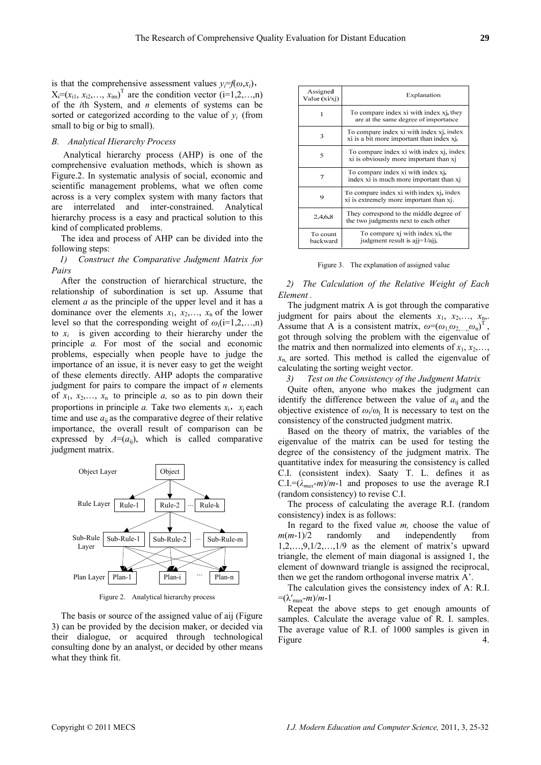is that the comprehensive assessment values $y_i=f(\omega,x_i)$, $X_i=(x_{i1}, x_{i2},\dots, x_{im})^T$ are the condition vector (i=1,2,…,n) of the *i*th System, and *n* elements of systems can be sorted or categorized according to the value of $y_i$ (from small to big or big to small).

### *B. Analytical Hierarchy Process*

Analytical hierarchy process (AHP) is one of the comprehensive evaluation methods, which is shown as Figure.2. In systematic analysis of social, economic and scientific management problems, what we often come across is a very complex system with many factors that are interrelated and inter-constrained. Analytical hierarchy process is a easy and practical solution to this kind of complicated problems.

The idea and process of AHP can be divided into the following steps:

*1) Construct the Comparative Judgment Matrix for Pairs*

After the construction of hierarchical structure, the relationship of subordination is set up. Assume that element *a* as the principle of the upper level and it has a dominance over the elements $x_1$, $x_2$,…, $x_n$ of the lower level so that the corresponding weight of $\omega_i$(i=1,2,…,n) to $x_i$ is given according to their hierarchy under the principle *a.* For most of the social and economic problems, especially when people have to judge the importance of an issue, it is never easy to get the weight of these elements directly. AHP adopts the comparative judgment for pairs to compare the impact of *n* elements of $x_1$, $x_2$,…, $x_n$ to principle *a,* so as to pin down their proportions in principle *a.* Take two elements $x_i$, $x_j$ each time and use $a_{ij}$ as the comparative degree of their relative importance, the overall result of comparison can be expressed by $A=(a_{ij})$, which is called comparative judgment matrix.

Object Layer: Object

Rule Layer: Rule-1, Rule-2, …, Rule-k

Sub-Rule Layer: Sub-Rule-1, Sub-Rule-2, …, Sub-Rule-m

Plan Layer: Plan-1, Plan-i, …, Plan-n

Figure 2. Analytical hierarchy process

The basis or source of the assigned value of aij (Figure 3) can be provided by the decision maker, or decided via their dialogue, or acquired through technological consulting done by an analyst, or decided by other means what they think fit.

| Assigned Value (xi/xj) | Explanation |
|---|---|
| 1 | To compare index xi with index xj, they are at the same degree of importance |
| 3 | To compare index xi with index xj, index xi is a bit more important than index xj. |
| 5 | To compare index xi with index xj, index xi is obviously more important than xj |
| 7 | To compare index xi with index xj, index xi is much more important than xj |
| 9 | To compare index xi with index xj, index xi is extremely more important than xj. |
| 2,4,6,8 | They correspond to the middle degree of the two judgments next to each other |
| To count backward | To compare xj with index xi, the judgment result is ajj=1/aij. |

Figure 3. The explanation of assigned value

*2) The Calculation of the Relative Weight of Each Element .*

The judgment matrix A is got through the comparative judgment for pairs about the elements $x_1$, $x_2$,…, $x_n$. Assume that A is a consistent matrix, $\omega=(\omega_1,\omega_2,\dots,\omega_n)^T$, got through solving the problem with the eigenvalue of the matrix and then normalized into elements of $x_1$, $x_2$,…, $x_n$ are sorted. This method is called the eigenvalue of calculating the sorting weight vector.

*3) Test on the Consistency of the Judgment Matrix*

Quite often, anyone who makes the judgment can identify the difference between the value of $a_{ij}$ and the objective existence of $\omega_i/\omega_j$. It is necessary to test on the consistency of the constructed judgment matrix.

Based on the theory of matrix, the variables of the eigenvalue of the matrix can be used for testing the degree of the consistency of the judgment matrix. The quantitative index for measuring the consistency is called C.I. (consistent index). Saaty T. L. defines it as C.I.=$(\lambda_{max}-m)/m-1$ and proposes to use the average R.I (random consistency) to revise C.I.

The process of calculating the average R.I. (random consistency) index is as follows:

In regard to the fixed value *m,* choose the value of $m(m-1)/2$ randomly and independently from 1,2,…,9,1/2,…,1/9 as the element of matrix's upward triangle, the element of main diagonal is assigned 1, the element of downward triangle is assigned the reciprocal, then we get the random orthogonal inverse matrix A'.

The calculation gives the consistency index of A: R.I. $=(\lambda'_{max}-m)/m-1$

Repeat the above steps to get enough amounts of samples. Calculate the average value of R. I. samples. The average value of R.I. of 1000 samples is given in Figure 4.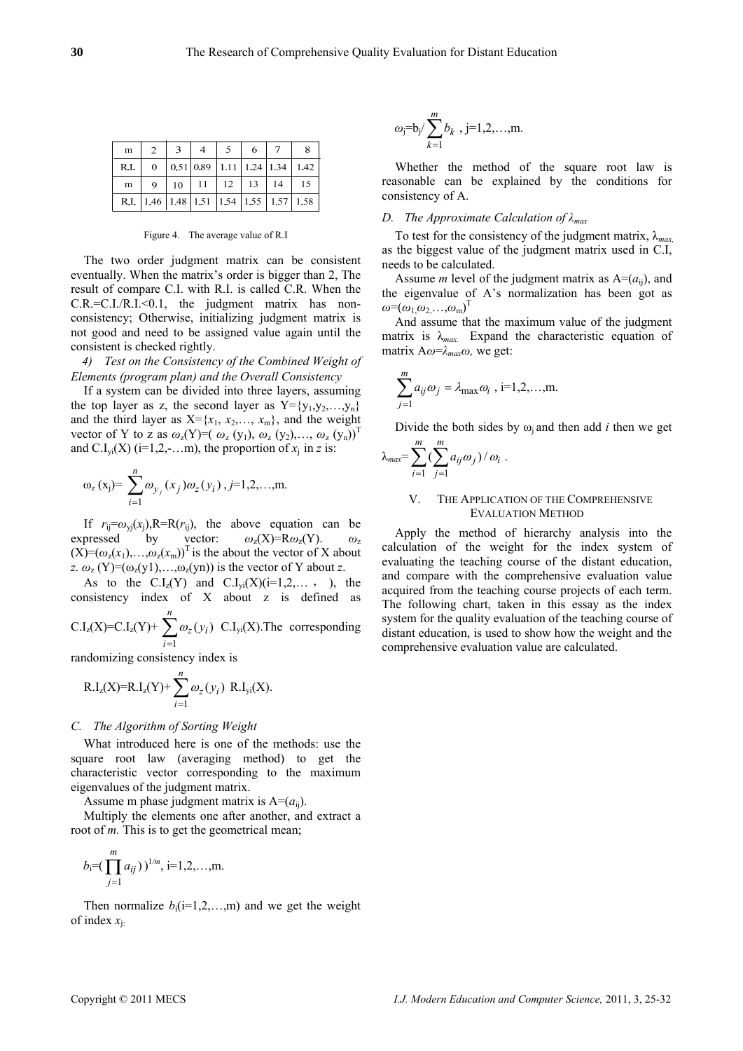| m | 2 | 3 | 4 | 5 | 6 | 7 | 8 |
|---|---|---|---|---|---|---|---|
| R.I. | 0 | 0.51 | 0.89 | 1.11 | 1.24 | 1.34 | 1.42 |
| m | 9 | 10 | 11 | 12 | 13 | 14 | 15 |
| R.I. | 1.46 | 1.48 | 1.51 | 1.54 | 1.55 | 1.57 | 1.58 |

Figure 4. The average value of R.I

The two order judgment matrix can be consistent eventually. When the matrix's order is bigger than 2, The result of compare C.I. with R.I. is called C.R. When the C.R.=C.I./R.I.<0.1, the judgment matrix has non-consistency; Otherwise, initializing judgment matrix is not good and need to be assigned value again until the consistent is checked rightly.

*4) Test on the Consistency of the Combined Weight of Elements (program plan) and the Overall Consistency*

If a system can be divided into three layers, assuming the top layer as z, the second layer as $Y=\{y_1,y_2,\ldots,y_n\}$ and the third layer as $X=\{x_1, x_2,\ldots, x_m\}$, and the weight vector of Y to z as $\omega_z(Y)=(\omega_z(y_1), \omega_z(y_2),\ldots, \omega_z(y_n))^T$ and $C.I_{y_i}(X)$ (i=1,2,-…m), the proportion of $x_j$ in $z$ is:

$$\omega_z(x_j)=\sum_{i=1}^{n}\omega_{y_j}(x_j)\omega_z(y_i)\text{ , } j=1,2,\ldots,m.$$

If $r_{ij}=\omega_{yj}(x_j)$,$R=R(r_{ij})$, the above equation can be expressed by vector: $\omega_z(X)=R\omega_z(Y)$. $\omega_z(X)=(\omega_z(x_1),\ldots,\omega_z(x_m))^T$ is the about the vector of X about $z$. $\omega_z(Y)=(\omega_z(y1),\ldots,\omega_z(yn))$ is the vector of Y about $z$.

As to the $C.I_z(Y)$ and $C.I_{yi}(X)(i=1,2,\ldots,\ )$, the consistency index of X about z is defined as $C.I_z(X)=C.I_z(Y)+\sum_{i=1}^{n}\omega_z(y_i)\ C.I_{yi}(X)$.The corresponding randomizing consistency index is

$$R.I_z(X)=R.I_z(Y)+\sum_{i=1}^{n}\omega_z(y_i)\ R.I_{yi}(X).$$

### *C. The Algorithm of Sorting Weight*

What introduced here is one of the methods: use the square root law (averaging method) to get the characteristic vector corresponding to the maximum eigenvalues of the judgment matrix.

Assume m phase judgment matrix is $A=(a_{ij})$.

Multiply the elements one after another, and extract a root of $m$. This is to get the geometrical mean;

$$b_i=(\prod_{j=1}^{m}a_{ij})^{1/m},\ i=1,2,\ldots,m.$$

Then normalize $b_i(i=1,2,\ldots,m)$ and we get the weight of index $x_j$:

$$\omega_j=b_j/\sum_{k=1}^{m}b_k\text{ , } j=1,2,\ldots,m.$$

Whether the method of the square root law is reasonable can be explained by the conditions for consistency of A.

### *D. The Approximate Calculation of $\lambda_{max}$*

To test for the consistency of the judgment matrix, $\lambda_{max,}$ as the biggest value of the judgment matrix used in C.I, needs to be calculated.

Assume $m$ level of the judgment matrix as $A=(a_{ij})$, and the eigenvalue of A's normalization has been got as $\omega=(\omega_1,\omega_2,\ldots,\omega_m)^T$

And assume that the maximum value of the judgment matrix is $\lambda_{max.}$ Expand the characteristic equation of matrix $A\omega=\lambda_{max}\omega$, we get:

$$\sum_{j=1}^{m}a_{ij}\omega_j=\lambda_{\max}\omega_i\text{ , } i=1,2,\ldots,m.$$

Divide the both sides by $\omega_j$ and then add $i$ then we get

$$\lambda_{max}=\sum_{i=1}^{m}(\sum_{j=1}^{m}a_{ij}\omega_j)/\omega_i\ .$$

## V. The Application of the Comprehensive Evaluation Method

Apply the method of hierarchy analysis into the calculation of the weight for the index system of evaluating the teaching course of the distant education, and compare with the comprehensive evaluation value acquired from the teaching course projects of each term. The following chart, taken in this essay as the index system for the quality evaluation of the teaching course of distant education, is used to show how the weight and the comprehensive evaluation value are calculated.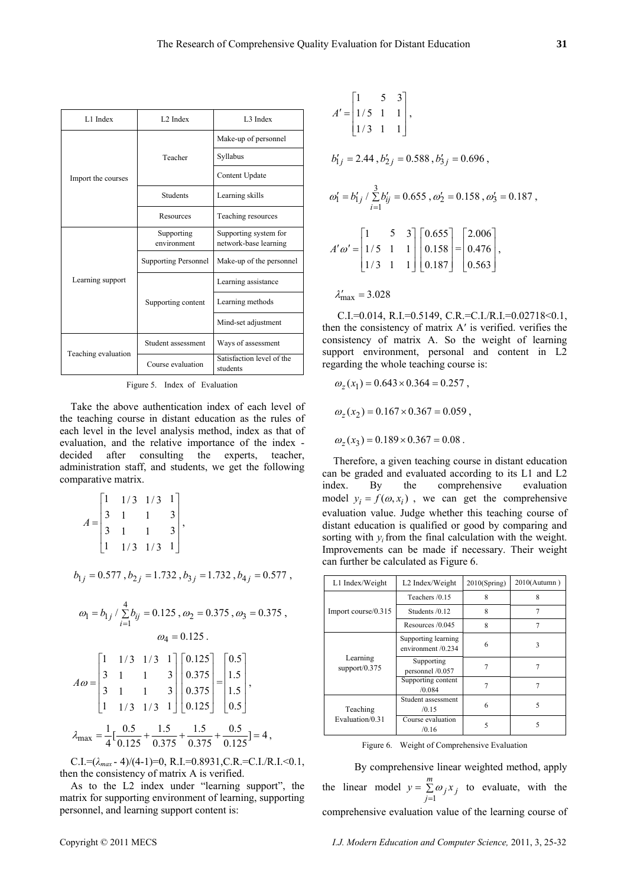| L1 Index | L2 Index | L3 Index |
| --- | --- | --- |
| Import the courses | Teacher | Make-up of personnel |
| | | Syllabus |
| | | Content Update |
| | Students | Learning skills |
| | Resources | Teaching resources |
| Learning support | Supporting environment | Supporting system for network-base learning |
| | Supporting Personnel | Make-up of the personnel |
| | Supporting content | Learning assistance |
| | | Learning methods |
| | | Mind-set adjustment |
| Teaching evaluation | Student assessment | Ways of assessment |
| | Course evaluation | Satisfaction level of the students |

Figure 5. Index of Evaluation

Take the above authentication index of each level of the teaching course in distant education as the rules of each level in the level analysis method, index as that of evaluation, and the relative importance of the index - decided after consulting the experts, teacher, administration staff, and students, we get the following comparative matrix.

$$A = \begin{bmatrix} 1 & 1/3 & 1/3 & 1 \\ 3 & 1 & 1 & 3 \\ 3 & 1 & 1 & 3 \\ 1 & 1/3 & 1/3 & 1 \end{bmatrix},$$

$$b_{1j} = 0.577, b_{2j} = 1.732, b_{3j} = 1.732, b_{4j} = 0.577,$$

$$\omega_1 = b_{1j} / \sum_{i=1}^{4} b_{ij} = 0.125, \omega_2 = 0.375, \omega_3 = 0.375,$$

$$\omega_4 = 0.125.$$

$$A\omega = \begin{bmatrix} 1 & 1/3 & 1/3 & 1 \\ 3 & 1 & 1 & 3 \\ 3 & 1 & 1 & 3 \\ 1 & 1/3 & 1/3 & 1 \end{bmatrix} \begin{bmatrix} 0.125 \\ 0.375 \\ 0.375 \\ 0.125 \end{bmatrix} = \begin{bmatrix} 0.5 \\ 1.5 \\ 1.5 \\ 0.5 \end{bmatrix},$$

$$\lambda_{\max} = \frac{1}{4}\left[\frac{0.5}{0.125} + \frac{1.5}{0.375} + \frac{1.5}{0.375} + \frac{0.5}{0.125}\right] = 4,$$

C.I.=($\lambda_{max}$ - 4)/(4-1)=0, R.I.=0.8931,C.R.=C.I./R.I.<0.1, then the consistency of matrix A is verified.

As to the L2 index under "learning support", the matrix for supporting environment of learning, supporting personnel, and learning support content is:

$$A' = \begin{bmatrix} 1 & 5 & 3 \\ 1/5 & 1 & 1 \\ 1/3 & 1 & 1 \end{bmatrix},$$

$$b'_{1j} = 2.44, b'_{2j} = 0.588, b'_{3j} = 0.696,$$

$$\omega'_1 = b'_{1j} / \sum_{i=1}^{3} b'_{ij} = 0.655, \omega'_2 = 0.158, \omega'_3 = 0.187,$$

$$A'\omega' = \begin{bmatrix} 1 & 5 & 3 \\ 1/5 & 1 & 1 \\ 1/3 & 1 & 1 \end{bmatrix} \begin{bmatrix} 0.655 \\ 0.158 \\ 0.187 \end{bmatrix} = \begin{bmatrix} 2.006 \\ 0.476 \\ 0.563 \end{bmatrix},$$

$$\lambda'_{\max} = 3.028$$

C.I.=0.014, R.I.=0.5149, C.R.=C.I./R.I.=0.02718<0.1, then the consistency of matrix A′ is verified. verifies the consistency of matrix A. So the weight of learning support environment, personal and content in L2 regarding the whole teaching course is:

$$\omega_z(x_1) = 0.643 \times 0.364 = 0.257,$$

$$\omega_z(x_2) = 0.167 \times 0.367 = 0.059,$$

$$\omega_z(x_3) = 0.189 \times 0.367 = 0.08.$$

Therefore, a given teaching course in distant education can be graded and evaluated according to its L1 and L2 index. By the comprehensive evaluation model $y_i = f(\omega, x_i)$, we can get the comprehensive evaluation value. Judge whether this teaching course of distant education is qualified or good by comparing and sorting with $y_i$ from the final calculation with the weight. Improvements can be made if necessary. Their weight can further be calculated as Figure 6.

| L1 Index/Weight | L2 Index/Weight | 2010(Spring) | 2010(Autumn) |
| --- | --- | --- | --- |
| Import course/0.315 | Teachers /0.15 | 8 | 8 |
| | Students /0.12 | 8 | 7 |
| | Resources /0.045 | 8 | 7 |
| Learning support/0.375 | Supporting learning environment /0.234 | 6 | 3 |
| | Supporting personnel /0.057 | 7 | 7 |
| | Supporting content /0.084 | 7 | 7 |
| Teaching Evaluation/0.31 | Student assessment /0.15 | 6 | 5 |
| | Course evaluation /0.16 | 5 | 5 |

Figure 6. Weight of Comprehensive Evaluation

By comprehensive linear weighted method, apply the linear model $y = \sum_{j=1}^{m} \omega_j x_j$ to evaluate, with the comprehensive evaluation value of the learning course of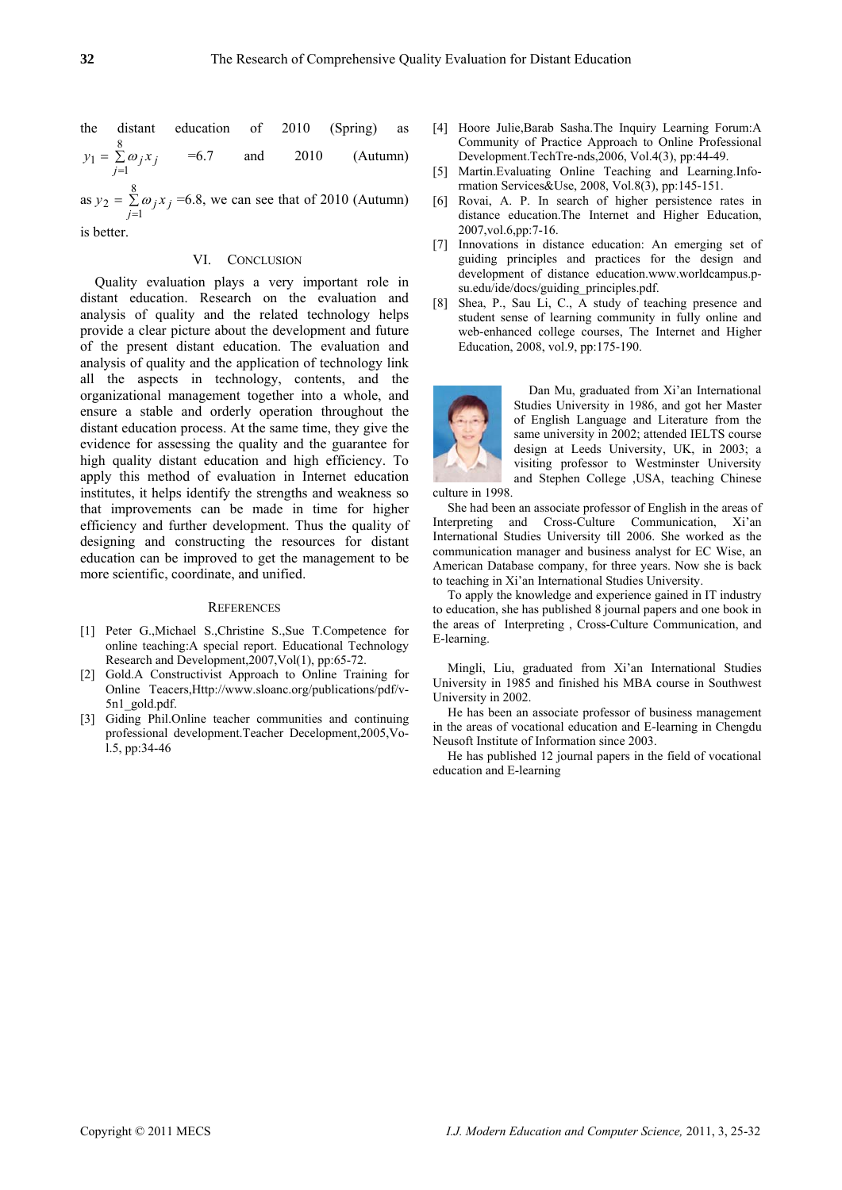the distant education of 2010 (Spring) as $y_1 = \sum_{j=1}^{8} \omega_j x_j$ =6.7 and 2010 (Autumn) as $y_2 = \sum_{j=1}^{8} \omega_j x_j$ =6.8, we can see that of 2010 (Autumn) is better.

## VI. CONCLUSION

Quality evaluation plays a very important role in distant education. Research on the evaluation and analysis of quality and the related technology helps provide a clear picture about the development and future of the present distant education. The evaluation and analysis of quality and the application of technology link all the aspects in technology, contents, and the organizational management together into a whole, and ensure a stable and orderly operation throughout the distant education process. At the same time, they give the evidence for assessing the quality and the guarantee for high quality distant education and high efficiency. To apply this method of evaluation in Internet education institutes, it helps identify the strengths and weakness so that improvements can be made in time for higher efficiency and further development. Thus the quality of designing and constructing the resources for distant education can be improved to get the management to be more scientific, coordinate, and unified.

## REFERENCES

[1] Peter G.,Michael S.,Christine S.,Sue T.Competence for online teaching:A special report. Educational Technology Research and Development,2007,Vol(1), pp:65-72.

[2] Gold.A Constructivist Approach to Online Training for Online Teacers,Http://www.sloanc.org/publications/pdf/v-5n1_gold.pdf.

[3] Giding Phil.Online teacher communities and continuing professional development.Teacher Decelopment,2005,Vo-l.5, pp:34-46

[4] Hoore Julie,Barab Sasha.The Inquiry Learning Forum:A Community of Practice Approach to Online Professional Development.TechTre-nds,2006, Vol.4(3), pp:44-49.

[5] Martin.Evaluating Online Teaching and Learning.Info-rmation Services&Use, 2008, Vol.8(3), pp:145-151.

[6] Rovai, A. P. In search of higher persistence rates in distance education.The Internet and Higher Education, 2007,vol.6,pp:7-16.

[7] Innovations in distance education: An emerging set of guiding principles and practices for the design and development of distance education.www.worldcampus.p-su.edu/ide/docs/guiding_principles.pdf.

[8] Shea, P., Sau Li, C., A study of teaching presence and student sense of learning community in fully online and web-enhanced college courses, The Internet and Higher Education, 2008, vol.9, pp:175-190.

Dan Mu, graduated from Xi'an International Studies University in 1986, and got her Master of English Language and Literature from the same university in 2002; attended IELTS course design at Leeds University, UK, in 2003; a visiting professor to Westminster University and Stephen College ,USA, teaching Chinese culture in 1998.

She had been an associate professor of English in the areas of Interpreting and Cross-Culture Communication, Xi'an International Studies University till 2006. She worked as the communication manager and business analyst for EC Wise, an American Database company, for three years. Now she is back to teaching in Xi'an International Studies University.

To apply the knowledge and experience gained in IT industry to education, she has published 8 journal papers and one book in the areas of Interpreting , Cross-Culture Communication, and E-learning.

Mingli, Liu, graduated from Xi'an International Studies University in 1985 and finished his MBA course in Southwest University in 2002.

He has been an associate professor of business management in the areas of vocational education and E-learning in Chengdu Neusoft Institute of Information since 2003.

He has published 12 journal papers in the field of vocational education and E-learning